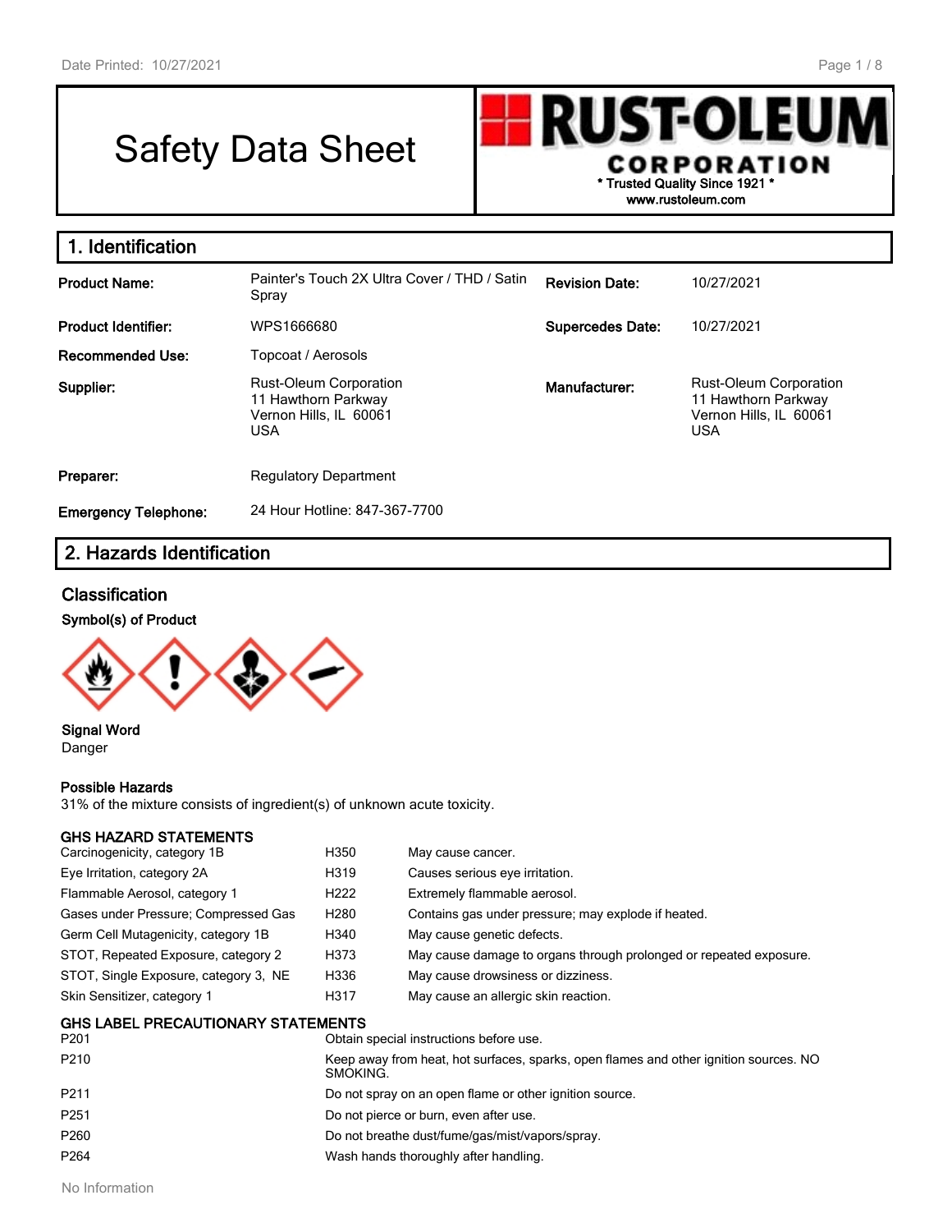# Safety Data Sheet

**RUST-OLEUM CORPORATION**
\* Trusted Quality Since 1921 \*
www.rustoleum.com

## 1. Identification

| | | | |
|---|---|---|---|
| **Product Name:** | Painter's Touch 2X Ultra Cover / THD / Satin Spray | **Revision Date:** | 10/27/2021 |
| **Product Identifier:** | WPS1666680 | **Supercedes Date:** | 10/27/2021 |
| **Recommended Use:** | Topcoat / Aerosols | | |
| **Supplier:** | Rust-Oleum Corporation<br>11 Hawthorn Parkway<br>Vernon Hills, IL 60061<br>USA | **Manufacturer:** | Rust-Oleum Corporation<br>11 Hawthorn Parkway<br>Vernon Hills, IL 60061<br>USA |
| **Preparer:** | Regulatory Department | | |
| **Emergency Telephone:** | 24 Hour Hotline: 847-367-7700 | | |

## 2. Hazards Identification

### Classification

**Symbol(s) of Product**

**Signal Word**
Danger

**Possible Hazards**
31% of the mixture consists of ingredient(s) of unknown acute toxicity.

**GHS HAZARD STATEMENTS**

| | | |
|---|---|---|
| Carcinogenicity, category 1B | H350 | May cause cancer. |
| Eye Irritation, category 2A | H319 | Causes serious eye irritation. |
| Flammable Aerosol, category 1 | H222 | Extremely flammable aerosol. |
| Gases under Pressure; Compressed Gas | H280 | Contains gas under pressure; may explode if heated. |
| Germ Cell Mutagenicity, category 1B | H340 | May cause genetic defects. |
| STOT, Repeated Exposure, category 2 | H373 | May cause damage to organs through prolonged or repeated exposure. |
| STOT, Single Exposure, category 3, NE | H336 | May cause drowsiness or dizziness. |
| Skin Sensitizer, category 1 | H317 | May cause an allergic skin reaction. |

**GHS LABEL PRECAUTIONARY STATEMENTS**

| | |
|---|---|
| P201 | Obtain special instructions before use. |
| P210 | Keep away from heat, hot surfaces, sparks, open flames and other ignition sources. NO SMOKING. |
| P211 | Do not spray on an open flame or other ignition source. |
| P251 | Do not pierce or burn, even after use. |
| P260 | Do not breathe dust/fume/gas/mist/vapors/spray. |
| P264 | Wash hands thoroughly after handling. |

No Information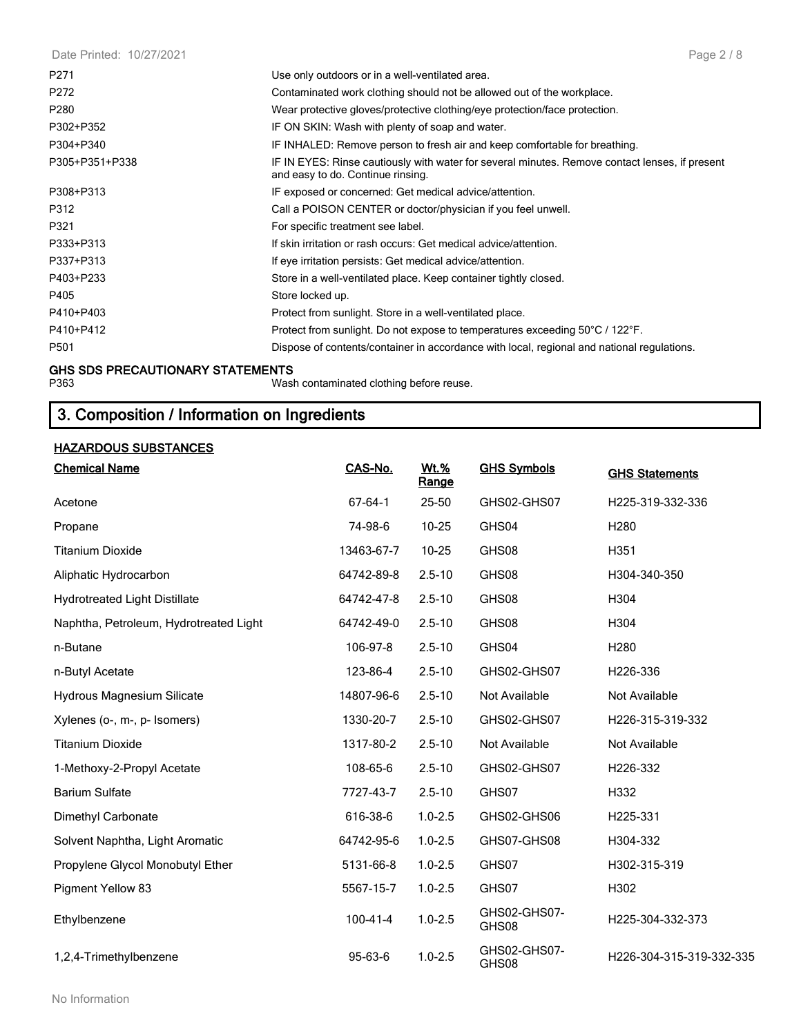| | |
|---|---|
| P271 | Use only outdoors or in a well-ventilated area. |
| P272 | Contaminated work clothing should not be allowed out of the workplace. |
| P280 | Wear protective gloves/protective clothing/eye protection/face protection. |
| P302+P352 | IF ON SKIN: Wash with plenty of soap and water. |
| P304+P340 | IF INHALED: Remove person to fresh air and keep comfortable for breathing. |
| P305+P351+P338 | IF IN EYES: Rinse cautiously with water for several minutes. Remove contact lenses, if present and easy to do. Continue rinsing. |
| P308+P313 | IF exposed or concerned: Get medical advice/attention. |
| P312 | Call a POISON CENTER or doctor/physician if you feel unwell. |
| P321 | For specific treatment see label. |
| P333+P313 | If skin irritation or rash occurs: Get medical advice/attention. |
| P337+P313 | If eye irritation persists: Get medical advice/attention. |
| P403+P233 | Store in a well-ventilated place. Keep container tightly closed. |
| P405 | Store locked up. |
| P410+P403 | Protect from sunlight. Store in a well-ventilated place. |
| P410+P412 | Protect from sunlight. Do not expose to temperatures exceeding 50°C / 122°F. |
| P501 | Dispose of contents/container in accordance with local, regional and national regulations. |

**GHS SDS PRECAUTIONARY STATEMENTS**

| | |
|---|---|
| P363 | Wash contaminated clothing before reuse. |

## 3. Composition / Information on Ingredients

**HAZARDOUS SUBSTANCES**

| Chemical Name | CAS-No. | Wt.% Range | GHS Symbols | GHS Statements |
|---|---|---|---|---|
| Acetone | 67-64-1 | 25-50 | GHS02-GHS07 | H225-319-332-336 |
| Propane | 74-98-6 | 10-25 | GHS04 | H280 |
| Titanium Dioxide | 13463-67-7 | 10-25 | GHS08 | H351 |
| Aliphatic Hydrocarbon | 64742-89-8 | 2.5-10 | GHS08 | H304-340-350 |
| Hydrotreated Light Distillate | 64742-47-8 | 2.5-10 | GHS08 | H304 |
| Naphtha, Petroleum, Hydrotreated Light | 64742-49-0 | 2.5-10 | GHS08 | H304 |
| n-Butane | 106-97-8 | 2.5-10 | GHS04 | H280 |
| n-Butyl Acetate | 123-86-4 | 2.5-10 | GHS02-GHS07 | H226-336 |
| Hydrous Magnesium Silicate | 14807-96-6 | 2.5-10 | Not Available | Not Available |
| Xylenes (o-, m-, p- Isomers) | 1330-20-7 | 2.5-10 | GHS02-GHS07 | H226-315-319-332 |
| Titanium Dioxide | 1317-80-2 | 2.5-10 | Not Available | Not Available |
| 1-Methoxy-2-Propyl Acetate | 108-65-6 | 2.5-10 | GHS02-GHS07 | H226-332 |
| Barium Sulfate | 7727-43-7 | 2.5-10 | GHS07 | H332 |
| Dimethyl Carbonate | 616-38-6 | 1.0-2.5 | GHS02-GHS06 | H225-331 |
| Solvent Naphtha, Light Aromatic | 64742-95-6 | 1.0-2.5 | GHS07-GHS08 | H304-332 |
| Propylene Glycol Monobutyl Ether | 5131-66-8 | 1.0-2.5 | GHS07 | H302-315-319 |
| Pigment Yellow 83 | 5567-15-7 | 1.0-2.5 | GHS07 | H302 |
| Ethylbenzene | 100-41-4 | 1.0-2.5 | GHS02-GHS07-GHS08 | H225-304-332-373 |
| 1,2,4-Trimethylbenzene | 95-63-6 | 1.0-2.5 | GHS02-GHS07-GHS08 | H226-304-315-319-332-335 |

No Information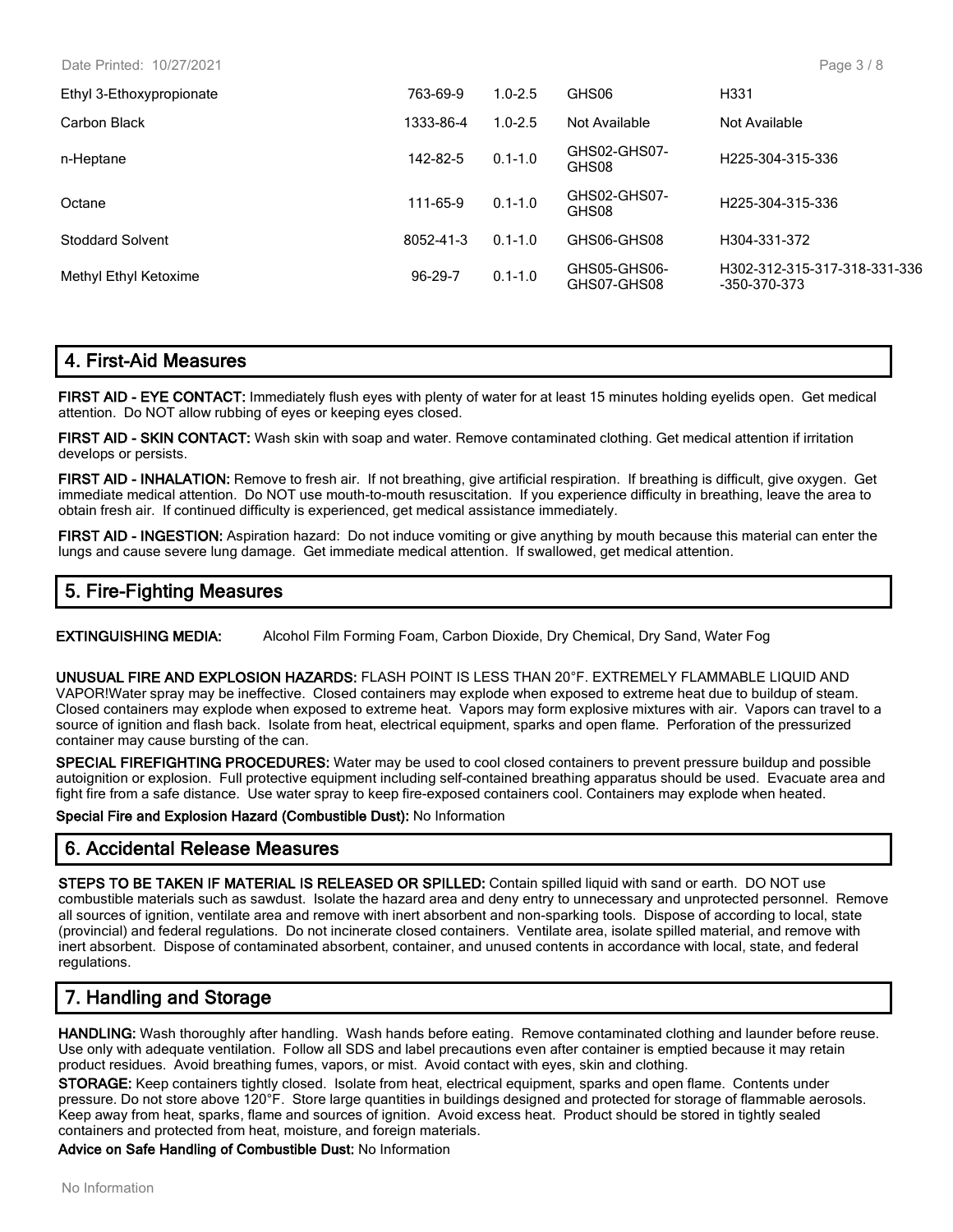| | | | | |
|---|---|---|---|---|
| Ethyl 3-Ethoxypropionate | 763-69-9 | 1.0-2.5 | GHS06 | H331 |
| Carbon Black | 1333-86-4 | 1.0-2.5 | Not Available | Not Available |
| n-Heptane | 142-82-5 | 0.1-1.0 | GHS02-GHS07-GHS08 | H225-304-315-336 |
| Octane | 111-65-9 | 0.1-1.0 | GHS02-GHS07-GHS08 | H225-304-315-336 |
| Stoddard Solvent | 8052-41-3 | 0.1-1.0 | GHS06-GHS08 | H304-331-372 |
| Methyl Ethyl Ketoxime | 96-29-7 | 0.1-1.0 | GHS05-GHS06-GHS07-GHS08 | H302-312-315-317-318-331-336-350-370-373 |

## 4. First-Aid Measures

**FIRST AID - EYE CONTACT:** Immediately flush eyes with plenty of water for at least 15 minutes holding eyelids open. Get medical attention. Do NOT allow rubbing of eyes or keeping eyes closed.

**FIRST AID - SKIN CONTACT:** Wash skin with soap and water. Remove contaminated clothing. Get medical attention if irritation develops or persists.

**FIRST AID - INHALATION:** Remove to fresh air. If not breathing, give artificial respiration. If breathing is difficult, give oxygen. Get immediate medical attention. Do NOT use mouth-to-mouth resuscitation. If you experience difficulty in breathing, leave the area to obtain fresh air. If continued difficulty is experienced, get medical assistance immediately.

**FIRST AID - INGESTION:** Aspiration hazard: Do not induce vomiting or give anything by mouth because this material can enter the lungs and cause severe lung damage. Get immediate medical attention. If swallowed, get medical attention.

## 5. Fire-Fighting Measures

**EXTINGUISHING MEDIA:** Alcohol Film Forming Foam, Carbon Dioxide, Dry Chemical, Dry Sand, Water Fog

**UNUSUAL FIRE AND EXPLOSION HAZARDS:** FLASH POINT IS LESS THAN 20°F. EXTREMELY FLAMMABLE LIQUID AND VAPOR!Water spray may be ineffective. Closed containers may explode when exposed to extreme heat due to buildup of steam. Closed containers may explode when exposed to extreme heat. Vapors may form explosive mixtures with air. Vapors can travel to a source of ignition and flash back. Isolate from heat, electrical equipment, sparks and open flame. Perforation of the pressurized container may cause bursting of the can.

**SPECIAL FIREFIGHTING PROCEDURES:** Water may be used to cool closed containers to prevent pressure buildup and possible autoignition or explosion. Full protective equipment including self-contained breathing apparatus should be used. Evacuate area and fight fire from a safe distance. Use water spray to keep fire-exposed containers cool. Containers may explode when heated.

**Special Fire and Explosion Hazard (Combustible Dust):** No Information

## 6. Accidental Release Measures

**STEPS TO BE TAKEN IF MATERIAL IS RELEASED OR SPILLED:** Contain spilled liquid with sand or earth. DO NOT use combustible materials such as sawdust. Isolate the hazard area and deny entry to unnecessary and unprotected personnel. Remove all sources of ignition, ventilate area and remove with inert absorbent and non-sparking tools. Dispose of according to local, state (provincial) and federal regulations. Do not incinerate closed containers. Ventilate area, isolate spilled material, and remove with inert absorbent. Dispose of contaminated absorbent, container, and unused contents in accordance with local, state, and federal regulations.

## 7. Handling and Storage

**HANDLING:** Wash thoroughly after handling. Wash hands before eating. Remove contaminated clothing and launder before reuse. Use only with adequate ventilation. Follow all SDS and label precautions even after container is emptied because it may retain product residues. Avoid breathing fumes, vapors, or mist. Avoid contact with eyes, skin and clothing.

**STORAGE:** Keep containers tightly closed. Isolate from heat, electrical equipment, sparks and open flame. Contents under pressure. Do not store above 120°F. Store large quantities in buildings designed and protected for storage of flammable aerosols. Keep away from heat, sparks, flame and sources of ignition. Avoid excess heat. Product should be stored in tightly sealed containers and protected from heat, moisture, and foreign materials.

**Advice on Safe Handling of Combustible Dust:** No Information

No Information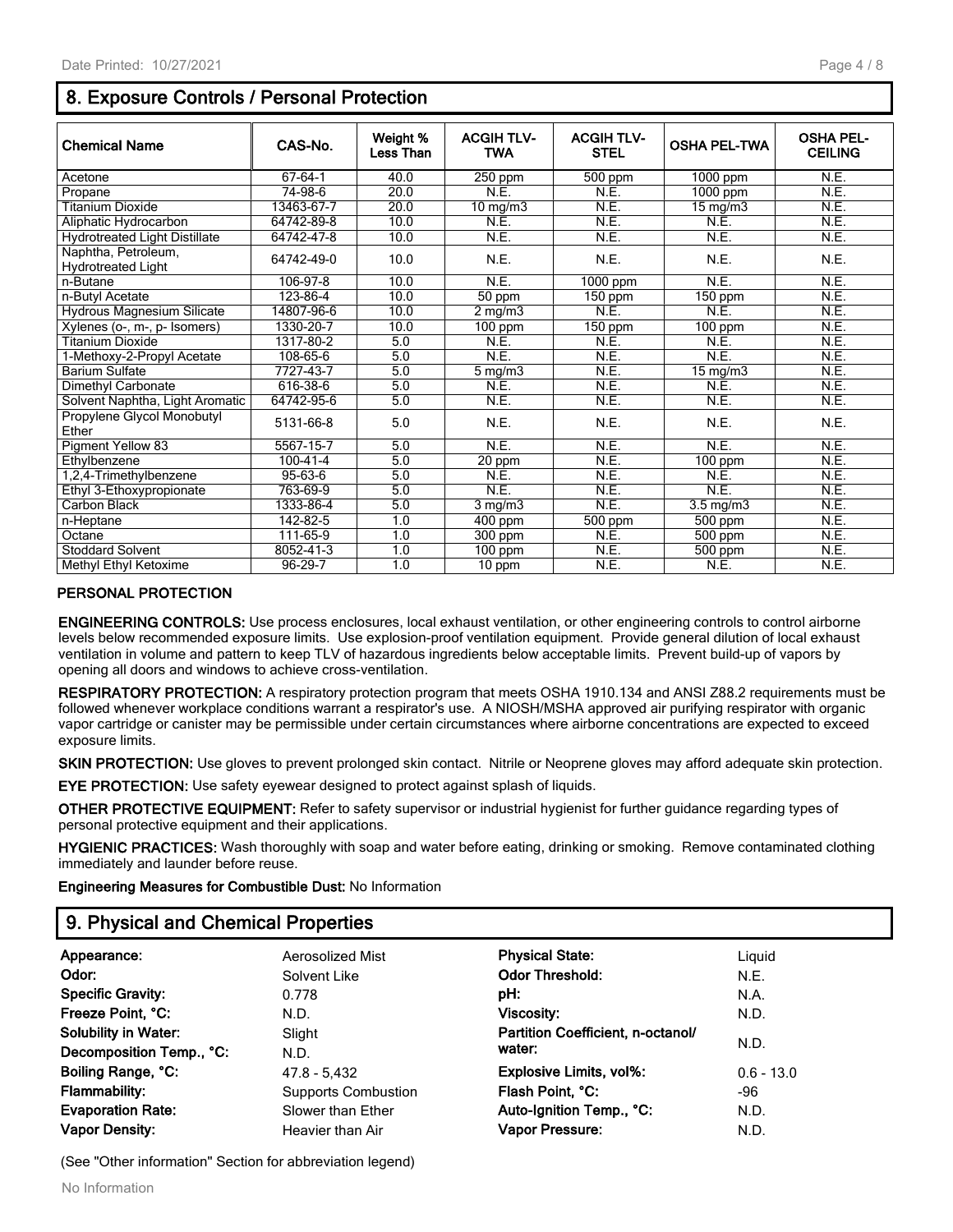## 8. Exposure Controls / Personal Protection

| Chemical Name | CAS-No. | Weight % Less Than | ACGIH TLV-TWA | ACGIH TLV-STEL | OSHA PEL-TWA | OSHA PEL-CEILING |
|---|---|---|---|---|---|---|
| Acetone | 67-64-1 | 40.0 | 250 ppm | 500 ppm | 1000 ppm | N.E. |
| Propane | 74-98-6 | 20.0 | N.E. | N.E. | 1000 ppm | N.E. |
| Titanium Dioxide | 13463-67-7 | 20.0 | 10 mg/m3 | N.E. | 15 mg/m3 | N.E. |
| Aliphatic Hydrocarbon | 64742-89-8 | 10.0 | N.E. | N.E. | N.E. | N.E. |
| Hydrotreated Light Distillate | 64742-47-8 | 10.0 | N.E. | N.E. | N.E. | N.E. |
| Naphtha, Petroleum, Hydrotreated Light | 64742-49-0 | 10.0 | N.E. | N.E. | N.E. | N.E. |
| n-Butane | 106-97-8 | 10.0 | N.E. | 1000 ppm | N.E. | N.E. |
| n-Butyl Acetate | 123-86-4 | 10.0 | 50 ppm | 150 ppm | 150 ppm | N.E. |
| Hydrous Magnesium Silicate | 14807-96-6 | 10.0 | 2 mg/m3 | N.E. | N.E. | N.E. |
| Xylenes (o-, m-, p- Isomers) | 1330-20-7 | 10.0 | 100 ppm | 150 ppm | 100 ppm | N.E. |
| Titanium Dioxide | 1317-80-2 | 5.0 | N.E. | N.E. | N.E. | N.E. |
| 1-Methoxy-2-Propyl Acetate | 108-65-6 | 5.0 | N.E. | N.E. | N.E. | N.E. |
| Barium Sulfate | 7727-43-7 | 5.0 | 5 mg/m3 | N.E. | 15 mg/m3 | N.E. |
| Dimethyl Carbonate | 616-38-6 | 5.0 | N.E. | N.E. | N.E. | N.E. |
| Solvent Naphtha, Light Aromatic | 64742-95-6 | 5.0 | N.E. | N.E. | N.E. | N.E. |
| Propylene Glycol Monobutyl Ether | 5131-66-8 | 5.0 | N.E. | N.E. | N.E. | N.E. |
| Pigment Yellow 83 | 5567-15-7 | 5.0 | N.E. | N.E. | N.E. | N.E. |
| Ethylbenzene | 100-41-4 | 5.0 | 20 ppm | N.E. | 100 ppm | N.E. |
| 1,2,4-Trimethylbenzene | 95-63-6 | 5.0 | N.E. | N.E. | N.E. | N.E. |
| Ethyl 3-Ethoxypropionate | 763-69-9 | 5.0 | N.E. | N.E. | N.E. | N.E. |
| Carbon Black | 1333-86-4 | 5.0 | 3 mg/m3 | N.E. | 3.5 mg/m3 | N.E. |
| n-Heptane | 142-82-5 | 1.0 | 400 ppm | 500 ppm | 500 ppm | N.E. |
| Octane | 111-65-9 | 1.0 | 300 ppm | N.E. | 500 ppm | N.E. |
| Stoddard Solvent | 8052-41-3 | 1.0 | 100 ppm | N.E. | 500 ppm | N.E. |
| Methyl Ethyl Ketoxime | 96-29-7 | 1.0 | 10 ppm | N.E. | N.E. | N.E. |

### PERSONAL PROTECTION

**ENGINEERING CONTROLS:** Use process enclosures, local exhaust ventilation, or other engineering controls to control airborne levels below recommended exposure limits. Use explosion-proof ventilation equipment. Provide general dilution of local exhaust ventilation in volume and pattern to keep TLV of hazardous ingredients below acceptable limits. Prevent build-up of vapors by opening all doors and windows to achieve cross-ventilation.

**RESPIRATORY PROTECTION:** A respiratory protection program that meets OSHA 1910.134 and ANSI Z88.2 requirements must be followed whenever workplace conditions warrant a respirator's use. A NIOSH/MSHA approved air purifying respirator with organic vapor cartridge or canister may be permissible under certain circumstances where airborne concentrations are expected to exceed exposure limits.

**SKIN PROTECTION:** Use gloves to prevent prolonged skin contact. Nitrile or Neoprene gloves may afford adequate skin protection.

**EYE PROTECTION:** Use safety eyewear designed to protect against splash of liquids.

**OTHER PROTECTIVE EQUIPMENT:** Refer to safety supervisor or industrial hygienist for further guidance regarding types of personal protective equipment and their applications.

**HYGIENIC PRACTICES:** Wash thoroughly with soap and water before eating, drinking or smoking. Remove contaminated clothing immediately and launder before reuse.

**Engineering Measures for Combustible Dust:** No Information

## 9. Physical and Chemical Properties

| | | | |
|---|---|---|---|
| **Appearance:** | Aerosolized Mist | **Physical State:** | Liquid |
| **Odor:** | Solvent Like | **Odor Threshold:** | N.E. |
| **Specific Gravity:** | 0.778 | **pH:** | N.A. |
| **Freeze Point, °C:** | N.D. | **Viscosity:** | N.D. |
| **Solubility in Water:** | Slight | **Partition Coefficient, n-octanol/ water:** | N.D. |
| **Decomposition Temp., °C:** | N.D. | | |
| **Boiling Range, °C:** | 47.8 - 5,432 | **Explosive Limits, vol%:** | 0.6 - 13.0 |
| **Flammability:** | Supports Combustion | **Flash Point, °C:** | -96 |
| **Evaporation Rate:** | Slower than Ether | **Auto-Ignition Temp., °C:** | N.D. |
| **Vapor Density:** | Heavier than Air | **Vapor Pressure:** | N.D. |

(See "Other information" Section for abbreviation legend)

No Information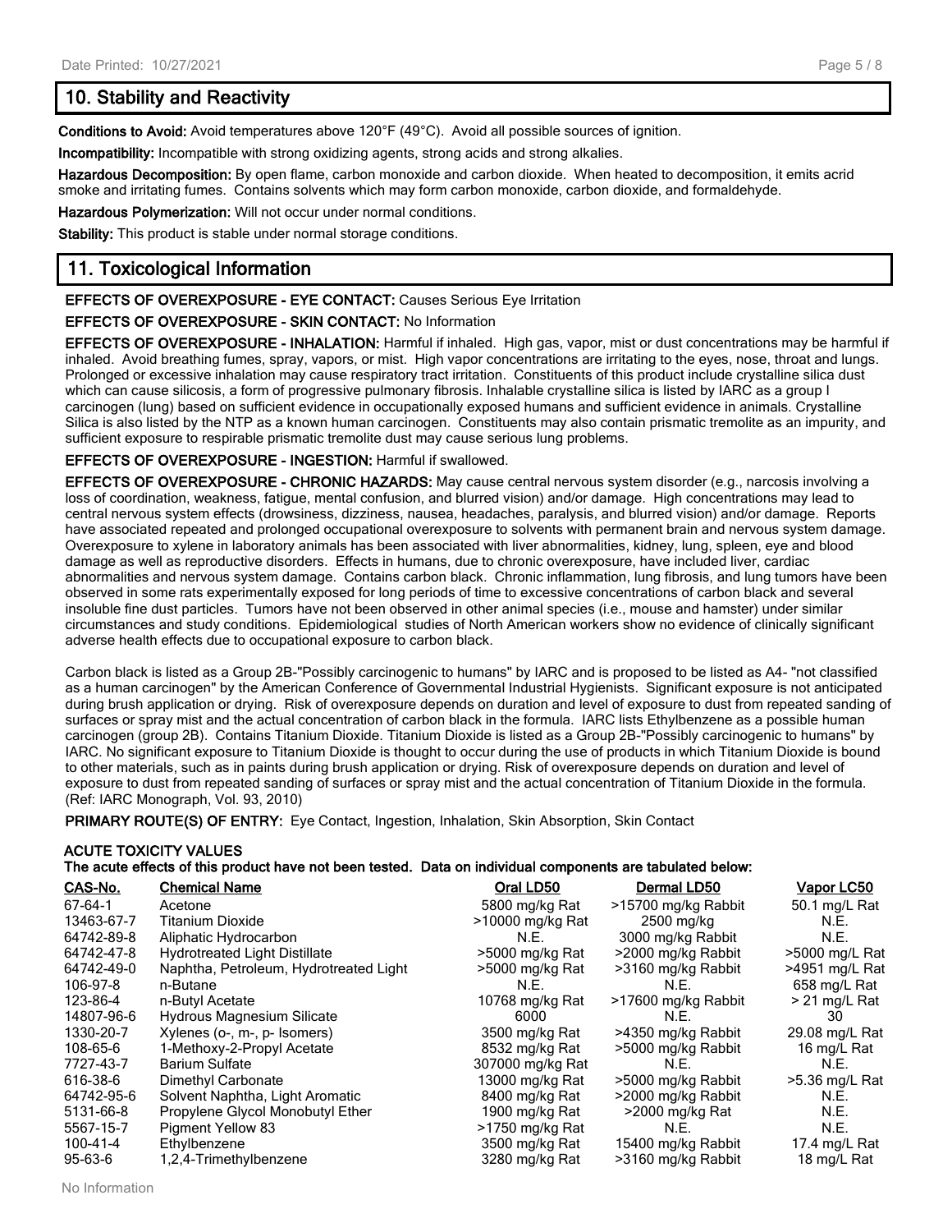## 10. Stability and Reactivity

**Conditions to Avoid:** Avoid temperatures above 120°F (49°C). Avoid all possible sources of ignition.

**Incompatibility:** Incompatible with strong oxidizing agents, strong acids and strong alkalies.

**Hazardous Decomposition:** By open flame, carbon monoxide and carbon dioxide. When heated to decomposition, it emits acrid smoke and irritating fumes. Contains solvents which may form carbon monoxide, carbon dioxide, and formaldehyde.

**Hazardous Polymerization:** Will not occur under normal conditions.

**Stability:** This product is stable under normal storage conditions.

## 11. Toxicological Information

**EFFECTS OF OVEREXPOSURE - EYE CONTACT:** Causes Serious Eye Irritation

**EFFECTS OF OVEREXPOSURE - SKIN CONTACT:** No Information

**EFFECTS OF OVEREXPOSURE - INHALATION:** Harmful if inhaled. High gas, vapor, mist or dust concentrations may be harmful if inhaled. Avoid breathing fumes, spray, vapors, or mist. High vapor concentrations are irritating to the eyes, nose, throat and lungs. Prolonged or excessive inhalation may cause respiratory tract irritation. Constituents of this product include crystalline silica dust which can cause silicosis, a form of progressive pulmonary fibrosis. Inhalable crystalline silica is listed by IARC as a group I carcinogen (lung) based on sufficient evidence in occupationally exposed humans and sufficient evidence in animals. Crystalline Silica is also listed by the NTP as a known human carcinogen. Constituents may also contain prismatic tremolite as an impurity, and sufficient exposure to respirable prismatic tremolite dust may cause serious lung problems.

**EFFECTS OF OVEREXPOSURE - INGESTION:** Harmful if swallowed.

**EFFECTS OF OVEREXPOSURE - CHRONIC HAZARDS:** May cause central nervous system disorder (e.g., narcosis involving a loss of coordination, weakness, fatigue, mental confusion, and blurred vision) and/or damage. High concentrations may lead to central nervous system effects (drowsiness, dizziness, nausea, headaches, paralysis, and blurred vision) and/or damage. Reports have associated repeated and prolonged occupational overexposure to solvents with permanent brain and nervous system damage. Overexposure to xylene in laboratory animals has been associated with liver abnormalities, kidney, lung, spleen, eye and blood damage as well as reproductive disorders. Effects in humans, due to chronic overexposure, have included liver, cardiac abnormalities and nervous system damage. Contains carbon black. Chronic inflammation, lung fibrosis, and lung tumors have been observed in some rats experimentally exposed for long periods of time to excessive concentrations of carbon black and several insoluble fine dust particles. Tumors have not been observed in other animal species (i.e., mouse and hamster) under similar circumstances and study conditions. Epidemiological studies of North American workers show no evidence of clinically significant adverse health effects due to occupational exposure to carbon black.

Carbon black is listed as a Group 2B-"Possibly carcinogenic to humans" by IARC and is proposed to be listed as A4- "not classified as a human carcinogen" by the American Conference of Governmental Industrial Hygienists. Significant exposure is not anticipated during brush application or drying. Risk of overexposure depends on duration and level of exposure to dust from repeated sanding of surfaces or spray mist and the actual concentration of carbon black in the formula. IARC lists Ethylbenzene as a possible human carcinogen (group 2B). Contains Titanium Dioxide. Titanium Dioxide is listed as a Group 2B-"Possibly carcinogenic to humans" by IARC. No significant exposure to Titanium Dioxide is thought to occur during the use of products in which Titanium Dioxide is bound to other materials, such as in paints during brush application or drying. Risk of overexposure depends on duration and level of exposure to dust from repeated sanding of surfaces or spray mist and the actual concentration of Titanium Dioxide in the formula. (Ref: IARC Monograph, Vol. 93, 2010)

**PRIMARY ROUTE(S) OF ENTRY:** Eye Contact, Ingestion, Inhalation, Skin Absorption, Skin Contact

**ACUTE TOXICITY VALUES**
**The acute effects of this product have not been tested. Data on individual components are tabulated below:**

| CAS-No. | Chemical Name | Oral LD50 | Dermal LD50 | Vapor LC50 |
|---|---|---|---|---|
| 67-64-1 | Acetone | 5800 mg/kg Rat | >15700 mg/kg Rabbit | 50.1 mg/L Rat |
| 13463-67-7 | Titanium Dioxide | >10000 mg/kg Rat | 2500 mg/kg | N.E. |
| 64742-89-8 | Aliphatic Hydrocarbon | N.E. | 3000 mg/kg Rabbit | N.E. |
| 64742-47-8 | Hydrotreated Light Distillate | >5000 mg/kg Rat | >2000 mg/kg Rabbit | >5000 mg/L Rat |
| 64742-49-0 | Naphtha, Petroleum, Hydrotreated Light | >5000 mg/kg Rat | >3160 mg/kg Rabbit | >4951 mg/L Rat |
| 106-97-8 | n-Butane | N.E. | N.E. | 658 mg/L Rat |
| 123-86-4 | n-Butyl Acetate | 10768 mg/kg Rat | >17600 mg/kg Rabbit | > 21 mg/L Rat |
| 14807-96-6 | Hydrous Magnesium Silicate | 6000 | N.E. | 30 |
| 1330-20-7 | Xylenes (o-, m-, p- Isomers) | 3500 mg/kg Rat | >4350 mg/kg Rabbit | 29.08 mg/L Rat |
| 108-65-6 | 1-Methoxy-2-Propyl Acetate | 8532 mg/kg Rat | >5000 mg/kg Rabbit | 16 mg/L Rat |
| 7727-43-7 | Barium Sulfate | 307000 mg/kg Rat | N.E. | N.E. |
| 616-38-6 | Dimethyl Carbonate | 13000 mg/kg Rat | >5000 mg/kg Rabbit | >5.36 mg/L Rat |
| 64742-95-6 | Solvent Naphtha, Light Aromatic | 8400 mg/kg Rat | >2000 mg/kg Rabbit | N.E. |
| 5131-66-8 | Propylene Glycol Monobutyl Ether | 1900 mg/kg Rat | >2000 mg/kg Rat | N.E. |
| 5567-15-7 | Pigment Yellow 83 | >1750 mg/kg Rat | N.E. | N.E. |
| 100-41-4 | Ethylbenzene | 3500 mg/kg Rat | 15400 mg/kg Rabbit | 17.4 mg/L Rat |
| 95-63-6 | 1,2,4-Trimethylbenzene | 3280 mg/kg Rat | >3160 mg/kg Rabbit | 18 mg/L Rat |

No Information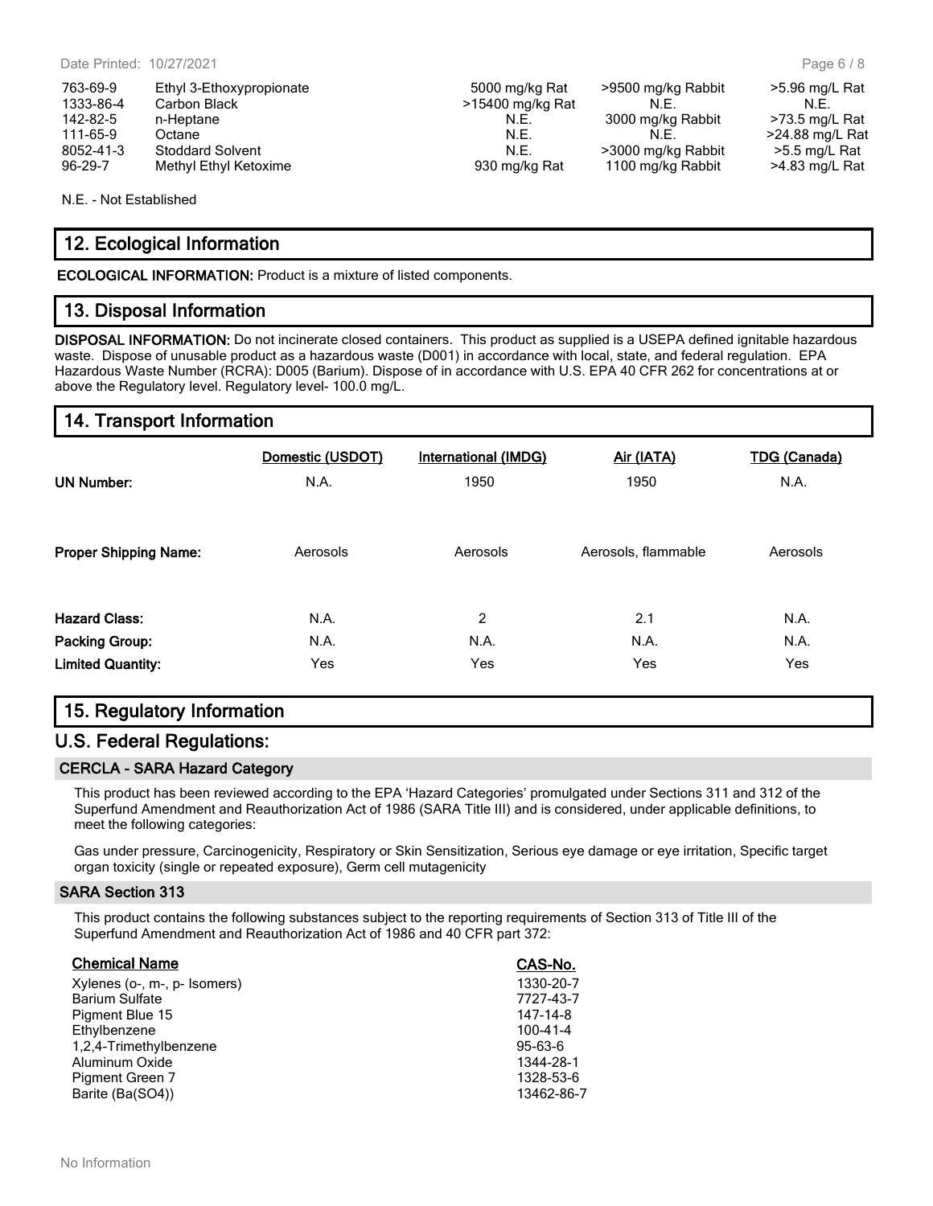| | | | | |
|---|---|---|---|---|
| 763-69-9 | Ethyl 3-Ethoxypropionate | 5000 mg/kg Rat | >9500 mg/kg Rabbit | >5.96 mg/L Rat |
| 1333-86-4 | Carbon Black | >15400 mg/kg Rat | N.E. | N.E. |
| 142-82-5 | n-Heptane | N.E. | 3000 mg/kg Rabbit | >73.5 mg/L Rat |
| 111-65-9 | Octane | N.E. | N.E. | >24.88 mg/L Rat |
| 8052-41-3 | Stoddard Solvent | N.E. | >3000 mg/kg Rabbit | >5.5 mg/L Rat |
| 96-29-7 | Methyl Ethyl Ketoxime | 930 mg/kg Rat | 1100 mg/kg Rabbit | >4.83 mg/L Rat |

N.E. - Not Established

## 12. Ecological Information

**ECOLOGICAL INFORMATION:** Product is a mixture of listed components.

## 13. Disposal Information

**DISPOSAL INFORMATION:** Do not incinerate closed containers. This product as supplied is a USEPA defined ignitable hazardous waste. Dispose of unusable product as a hazardous waste (D001) in accordance with local, state, and federal regulation. EPA Hazardous Waste Number (RCRA): D005 (Barium). Dispose of in accordance with U.S. EPA 40 CFR 262 for concentrations at or above the Regulatory level. Regulatory level- 100.0 mg/L.

## 14. Transport Information

| | Domestic (USDOT) | International (IMDG) | Air (IATA) | TDG (Canada) |
|---|---|---|---|---|
| **UN Number:** | N.A. | 1950 | 1950 | N.A. |
| **Proper Shipping Name:** | Aerosols | Aerosols | Aerosols, flammable | Aerosols |
| **Hazard Class:** | N.A. | 2 | 2.1 | N.A. |
| **Packing Group:** | N.A. | N.A. | N.A. | N.A. |
| **Limited Quantity:** | Yes | Yes | Yes | Yes |

## 15. Regulatory Information

## U.S. Federal Regulations:

### CERCLA - SARA Hazard Category

This product has been reviewed according to the EPA 'Hazard Categories' promulgated under Sections 311 and 312 of the Superfund Amendment and Reauthorization Act of 1986 (SARA Title III) and is considered, under applicable definitions, to meet the following categories:

Gas under pressure, Carcinogenicity, Respiratory or Skin Sensitization, Serious eye damage or eye irritation, Specific target organ toxicity (single or repeated exposure), Germ cell mutagenicity

### SARA Section 313

This product contains the following substances subject to the reporting requirements of Section 313 of Title III of the Superfund Amendment and Reauthorization Act of 1986 and 40 CFR part 372:

| Chemical Name | CAS-No. |
|---|---|
| Xylenes (o-, m-, p- Isomers) | 1330-20-7 |
| Barium Sulfate | 7727-43-7 |
| Pigment Blue 15 | 147-14-8 |
| Ethylbenzene | 100-41-4 |
| 1,2,4-Trimethylbenzene | 95-63-6 |
| Aluminum Oxide | 1344-28-1 |
| Pigment Green 7 | 1328-53-6 |
| Barite (Ba(SO4)) | 13462-86-7 |

No Information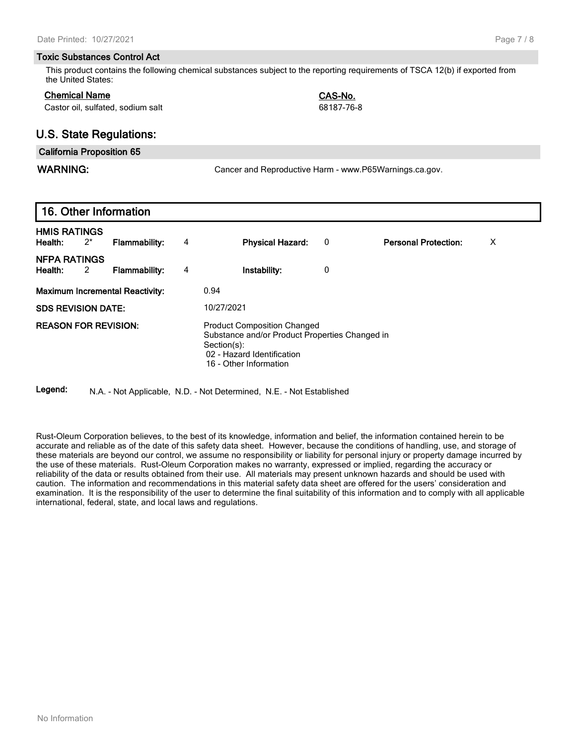### Toxic Substances Control Act

This product contains the following chemical substances subject to the reporting requirements of TSCA 12(b) if exported from the United States:

| Chemical Name | CAS-No. |
|---|---|
| Castor oil, sulfated, sodium salt | 68187-76-8 |

## U.S. State Regulations:

### California Proposition 65

**WARNING:** Cancer and Reproductive Harm - www.P65Warnings.ca.gov.

## 16. Other Information

**HMIS RATINGS**

| **Health:** | 2* | **Flammability:** | 4 | **Physical Hazard:** | 0 | **Personal Protection:** | X |
|---|---|---|---|---|---|---|---|

**NFPA RATINGS**

| **Health:** | 2 | **Flammability:** | 4 | **Instability:** | 0 |
|---|---|---|---|---|---|

**Maximum Incremental Reactivity:** 0.94

**SDS REVISION DATE:** 10/27/2021

**REASON FOR REVISION:** Product Composition Changed
Substance and/or Product Properties Changed in Section(s):
02 - Hazard Identification
16 - Other Information

**Legend:** N.A. - Not Applicable, N.D. - Not Determined, N.E. - Not Established

Rust-Oleum Corporation believes, to the best of its knowledge, information and belief, the information contained herein to be accurate and reliable as of the date of this safety data sheet. However, because the conditions of handling, use, and storage of these materials are beyond our control, we assume no responsibility or liability for personal injury or property damage incurred by the use of these materials. Rust-Oleum Corporation makes no warranty, expressed or implied, regarding the accuracy or reliability of the data or results obtained from their use. All materials may present unknown hazards and should be used with caution. The information and recommendations in this material safety data sheet are offered for the users' consideration and examination. It is the responsibility of the user to determine the final suitability of this information and to comply with all applicable international, federal, state, and local laws and regulations.